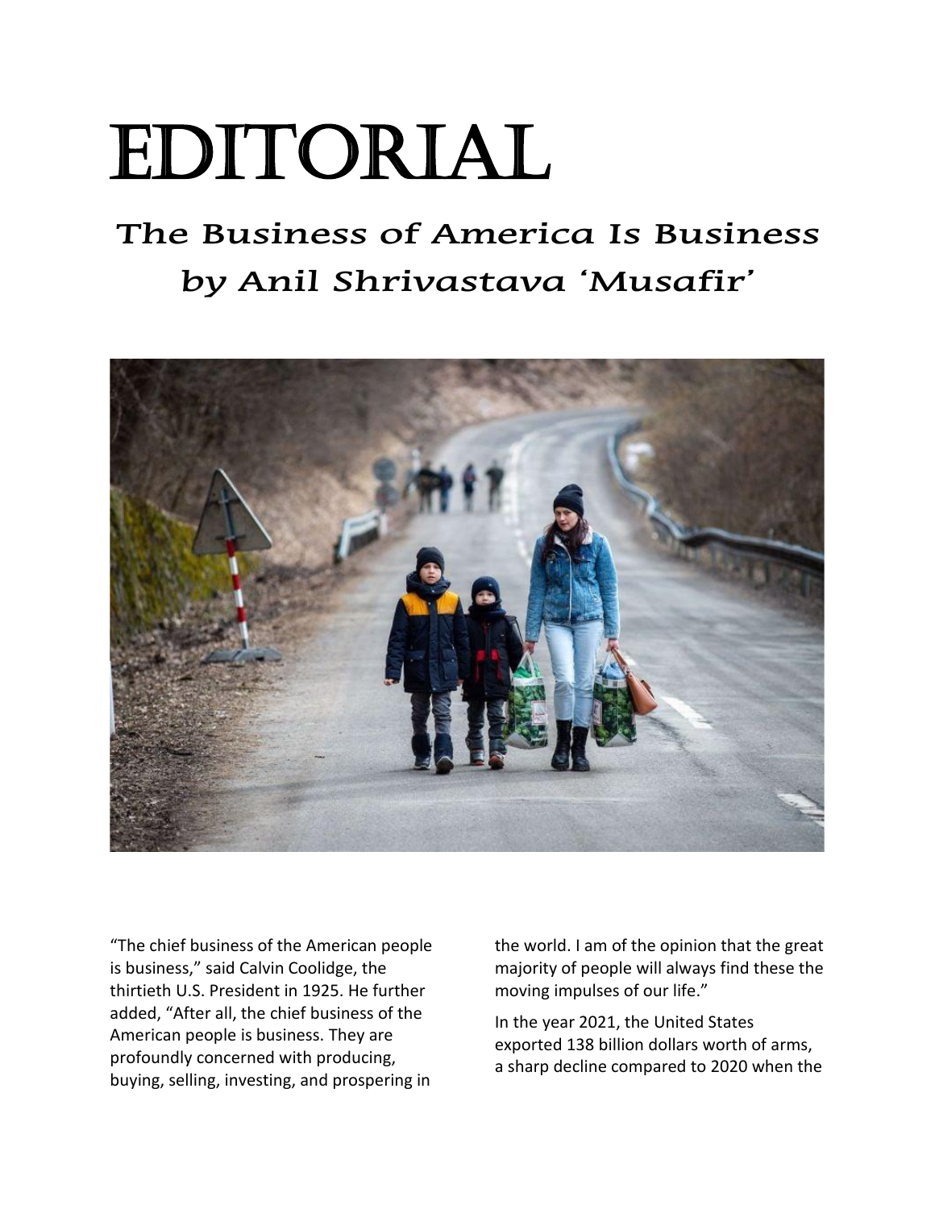# EDITORIAL

## *The Business of America Is Business*
## *by Anil Shrivastava 'Musafir'*

"The chief business of the American people is business," said Calvin Coolidge, the thirtieth U.S. President in 1925. He further added, "After all, the chief business of the American people is business. They are profoundly concerned with producing, buying, selling, investing, and prospering in the world. I am of the opinion that the great majority of people will always find these the moving impulses of our life."

In the year 2021, the United States exported 138 billion dollars worth of arms, a sharp decline compared to 2020 when the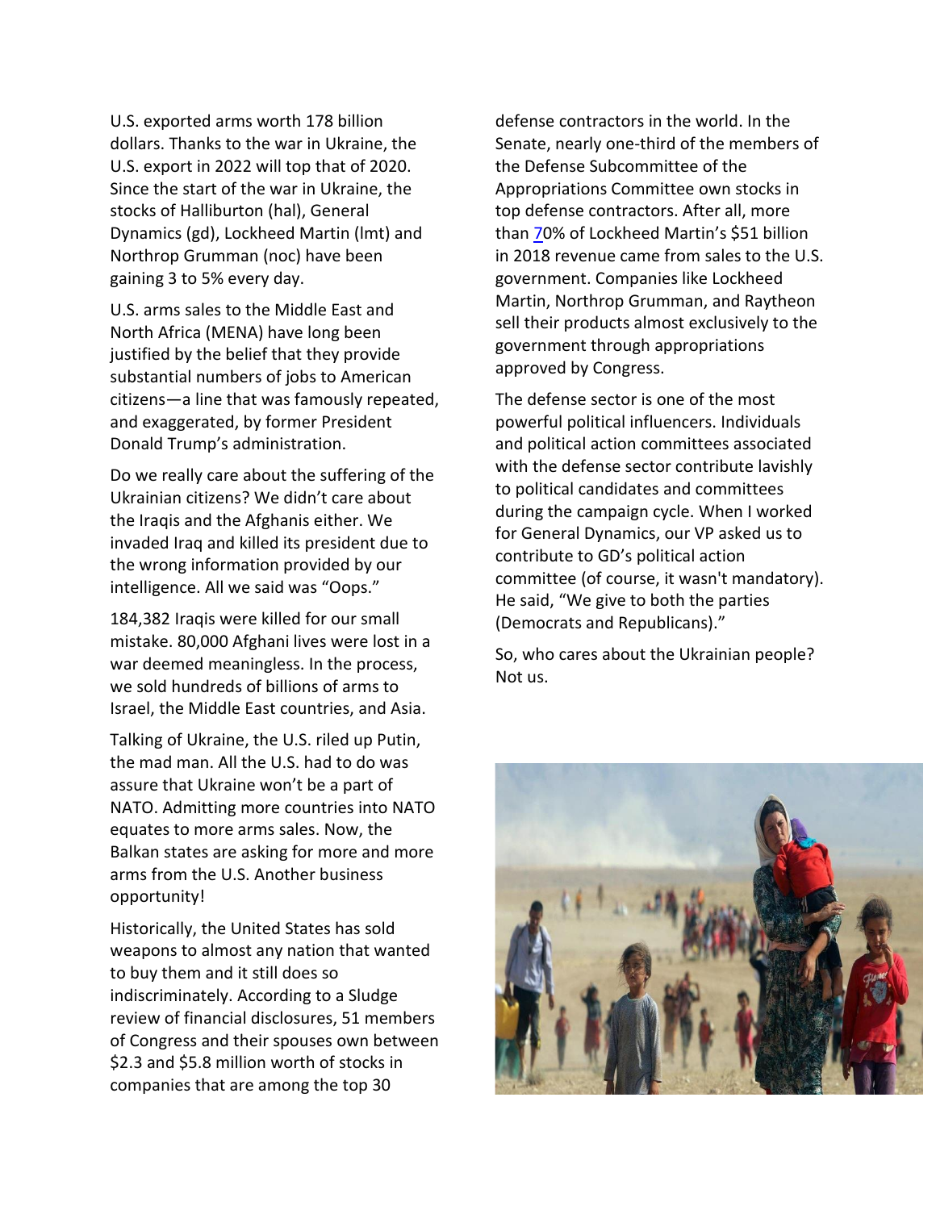U.S. exported arms worth 178 billion dollars. Thanks to the war in Ukraine, the U.S. export in 2022 will top that of 2020. Since the start of the war in Ukraine, the stocks of Halliburton (hal), General Dynamics (gd), Lockheed Martin (lmt) and Northrop Grumman (noc) have been gaining 3 to 5% every day.

U.S. arms sales to the Middle East and North Africa (MENA) have long been justified by the belief that they provide substantial numbers of jobs to American citizens—a line that was famously repeated, and exaggerated, by former President Donald Trump's administration.

Do we really care about the suffering of the Ukrainian citizens? We didn't care about the Iraqis and the Afghanis either. We invaded Iraq and killed its president due to the wrong information provided by our intelligence. All we said was "Oops."

184,382 Iraqis were killed for our small mistake. 80,000 Afghani lives were lost in a war deemed meaningless. In the process, we sold hundreds of billions of arms to Israel, the Middle East countries, and Asia.

Talking of Ukraine, the U.S. riled up Putin, the mad man. All the U.S. had to do was assure that Ukraine won't be a part of NATO. Admitting more countries into NATO equates to more arms sales. Now, the Balkan states are asking for more and more arms from the U.S. Another business opportunity!

Historically, the United States has sold weapons to almost any nation that wanted to buy them and it still does so indiscriminately. According to a Sludge review of financial disclosures, 51 members of Congress and their spouses own between $2.3 and $5.8 million worth of stocks in companies that are among the top 30 defense contractors in the world. In the Senate, nearly one-third of the members of the Defense Subcommittee of the Appropriations Committee own stocks in top defense contractors. After all, more than 70% of Lockheed Martin's $51 billion in 2018 revenue came from sales to the U.S. government. Companies like Lockheed Martin, Northrop Grumman, and Raytheon sell their products almost exclusively to the government through appropriations approved by Congress.

The defense sector is one of the most powerful political influencers. Individuals and political action committees associated with the defense sector contribute lavishly to political candidates and committees during the campaign cycle. When I worked for General Dynamics, our VP asked us to contribute to GD's political action committee (of course, it wasn't mandatory). He said, "We give to both the parties (Democrats and Republicans)."

So, who cares about the Ukrainian people? Not us.